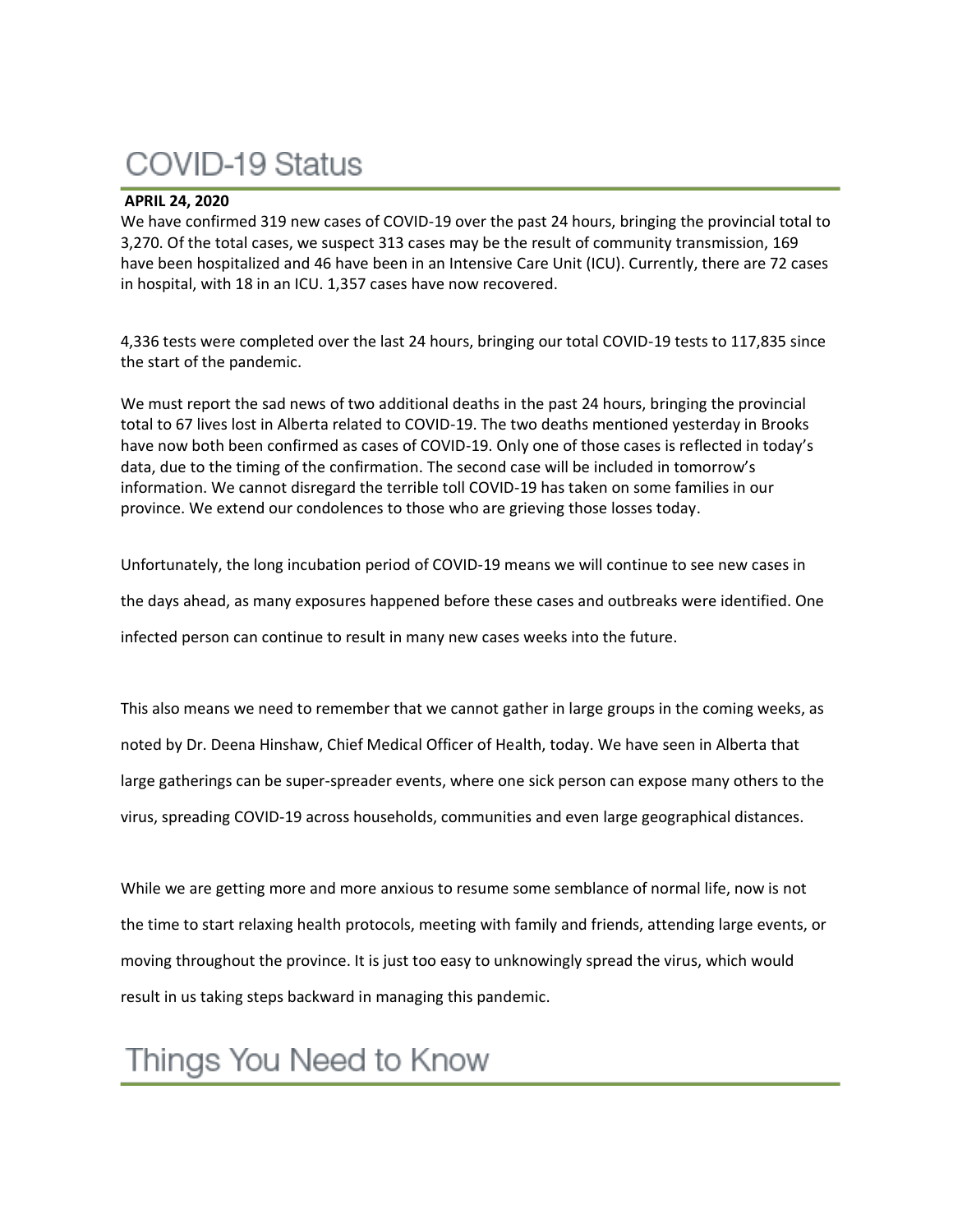# COVID-19 Status

**APRIL 24, 2020**

We have confirmed 319 new cases of COVID-19 over the past 24 hours, bringing the provincial total to 3,270. Of the total cases, we suspect 313 cases may be the result of community transmission, 169 have been hospitalized and 46 have been in an Intensive Care Unit (ICU). Currently, there are 72 cases in hospital, with 18 in an ICU. 1,357 cases have now recovered.

4,336 tests were completed over the last 24 hours, bringing our total COVID-19 tests to 117,835 since the start of the pandemic.

We must report the sad news of two additional deaths in the past 24 hours, bringing the provincial total to 67 lives lost in Alberta related to COVID-19. The two deaths mentioned yesterday in Brooks have now both been confirmed as cases of COVID-19. Only one of those cases is reflected in today's data, due to the timing of the confirmation. The second case will be included in tomorrow's information. We cannot disregard the terrible toll COVID-19 has taken on some families in our province. We extend our condolences to those who are grieving those losses today.

Unfortunately, the long incubation period of COVID-19 means we will continue to see new cases in the days ahead, as many exposures happened before these cases and outbreaks were identified. One infected person can continue to result in many new cases weeks into the future.

This also means we need to remember that we cannot gather in large groups in the coming weeks, as noted by Dr. Deena Hinshaw, Chief Medical Officer of Health, today. We have seen in Alberta that large gatherings can be super-spreader events, where one sick person can expose many others to the virus, spreading COVID-19 across households, communities and even large geographical distances.

While we are getting more and more anxious to resume some semblance of normal life, now is not the time to start relaxing health protocols, meeting with family and friends, attending large events, or moving throughout the province. It is just too easy to unknowingly spread the virus, which would result in us taking steps backward in managing this pandemic.

# Things You Need to Know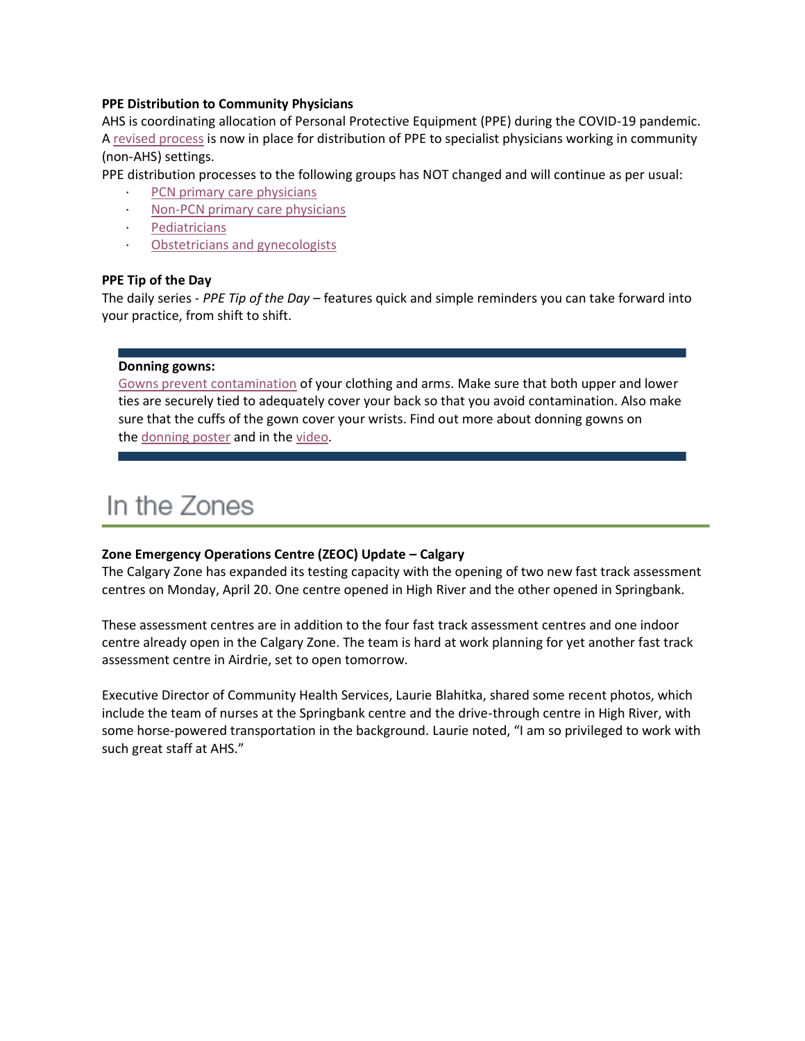**PPE Distribution to Community Physicians**

AHS is coordinating allocation of Personal Protective Equipment (PPE) during the COVID-19 pandemic. A revised process is now in place for distribution of PPE to specialist physicians working in community (non-AHS) settings.

PPE distribution processes to the following groups has NOT changed and will continue as per usual:

- PCN primary care physicians
- Non-PCN primary care physicians
- Pediatricians
- Obstetricians and gynecologists

**PPE Tip of the Day**

The daily series - *PPE Tip of the Day* – features quick and simple reminders you can take forward into your practice, from shift to shift.

**Donning gowns:**

Gowns prevent contamination of your clothing and arms. Make sure that both upper and lower ties are securely tied to adequately cover your back so that you avoid contamination. Also make sure that the cuffs of the gown cover your wrists. Find out more about donning gowns on the donning poster and in the video.

# In the Zones

**Zone Emergency Operations Centre (ZEOC) Update – Calgary**

The Calgary Zone has expanded its testing capacity with the opening of two new fast track assessment centres on Monday, April 20. One centre opened in High River and the other opened in Springbank.

These assessment centres are in addition to the four fast track assessment centres and one indoor centre already open in the Calgary Zone. The team is hard at work planning for yet another fast track assessment centre in Airdrie, set to open tomorrow.

Executive Director of Community Health Services, Laurie Blahitka, shared some recent photos, which include the team of nurses at the Springbank centre and the drive-through centre in High River, with some horse-powered transportation in the background. Laurie noted, "I am so privileged to work with such great staff at AHS."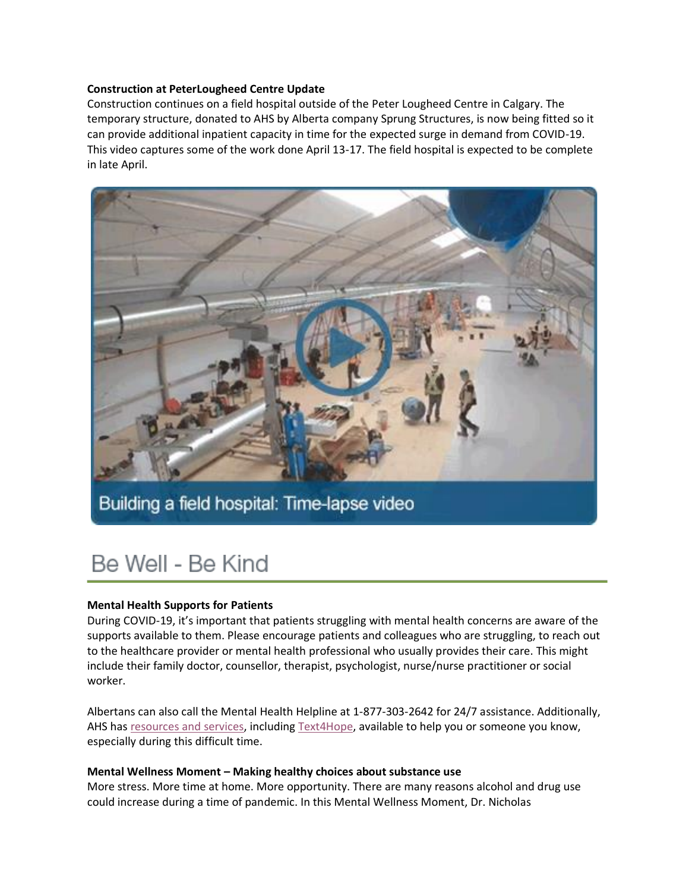**Construction at PeterLougheed Centre Update**

Construction continues on a field hospital outside of the Peter Lougheed Centre in Calgary. The temporary structure, donated to AHS by Alberta company Sprung Structures, is now being fitted so it can provide additional inpatient capacity in time for the expected surge in demand from COVID-19. This video captures some of the work done April 13-17. The field hospital is expected to be complete in late April.

Building a field hospital: Time-lapse video

# Be Well - Be Kind

**Mental Health Supports for Patients**

During COVID-19, it's important that patients struggling with mental health concerns are aware of the supports available to them. Please encourage patients and colleagues who are struggling, to reach out to the healthcare provider or mental health professional who usually provides their care. This might include their family doctor, counsellor, therapist, psychologist, nurse/nurse practitioner or social worker.

Albertans can also call the Mental Health Helpline at 1-877-303-2642 for 24/7 assistance. Additionally, AHS has resources and services, including Text4Hope, available to help you or someone you know, especially during this difficult time.

**Mental Wellness Moment – Making healthy choices about substance use**

More stress. More time at home. More opportunity. There are many reasons alcohol and drug use could increase during a time of pandemic. In this Mental Wellness Moment, Dr. Nicholas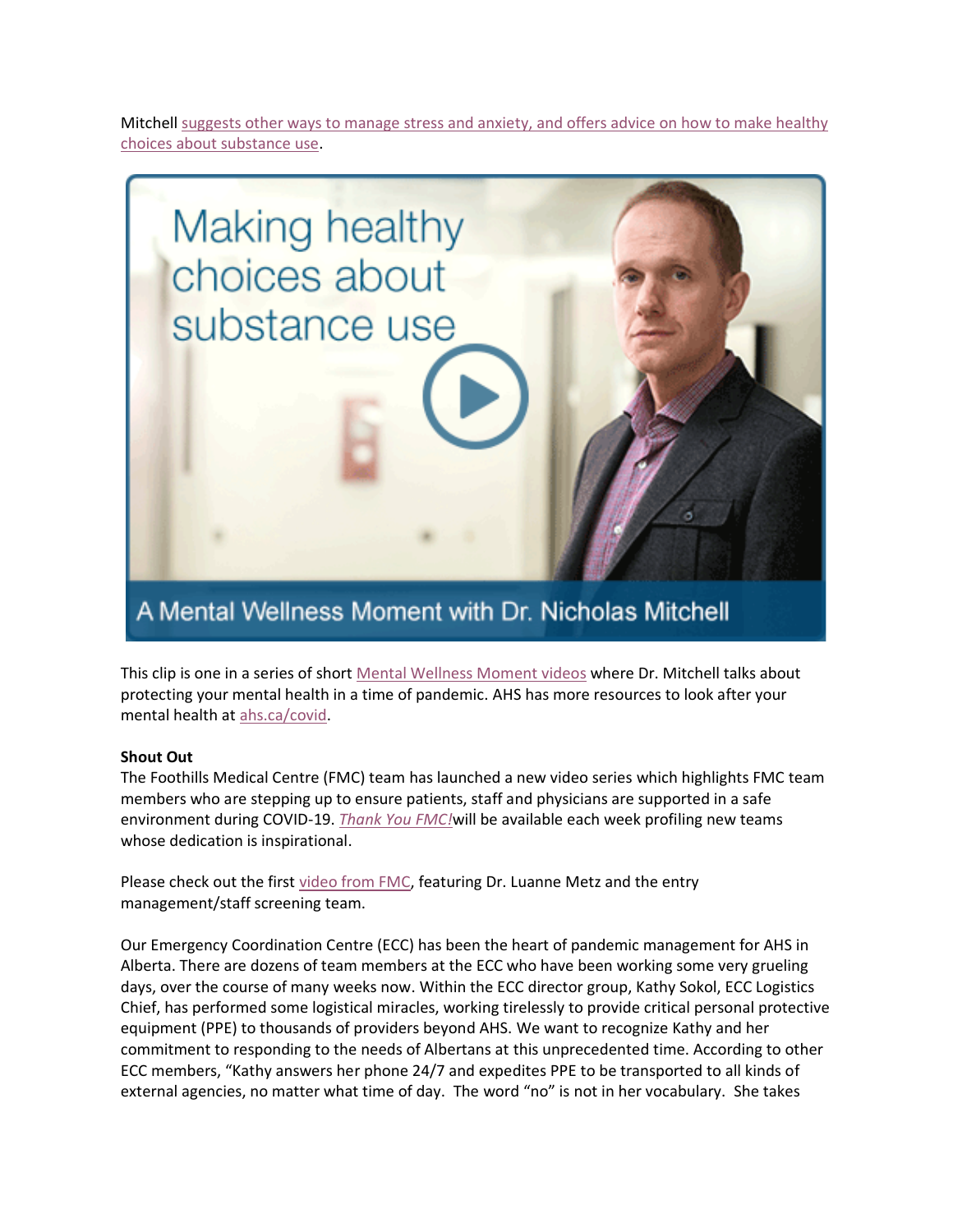Mitchell suggests other ways to manage stress and anxiety, and offers advice on how to make healthy choices about substance use.

This clip is one in a series of short Mental Wellness Moment videos where Dr. Mitchell talks about protecting your mental health in a time of pandemic. AHS has more resources to look after your mental health at ahs.ca/covid.

**Shout Out**

The Foothills Medical Centre (FMC) team has launched a new video series which highlights FMC team members who are stepping up to ensure patients, staff and physicians are supported in a safe environment during COVID-19. *Thank You FMC!* will be available each week profiling new teams whose dedication is inspirational.

Please check out the first video from FMC, featuring Dr. Luanne Metz and the entry management/staff screening team.

Our Emergency Coordination Centre (ECC) has been the heart of pandemic management for AHS in Alberta. There are dozens of team members at the ECC who have been working some very grueling days, over the course of many weeks now. Within the ECC director group, Kathy Sokol, ECC Logistics Chief, has performed some logistical miracles, working tirelessly to provide critical personal protective equipment (PPE) to thousands of providers beyond AHS. We want to recognize Kathy and her commitment to responding to the needs of Albertans at this unprecedented time. According to other ECC members, "Kathy answers her phone 24/7 and expedites PPE to be transported to all kinds of external agencies, no matter what time of day. The word "no" is not in her vocabulary. She takes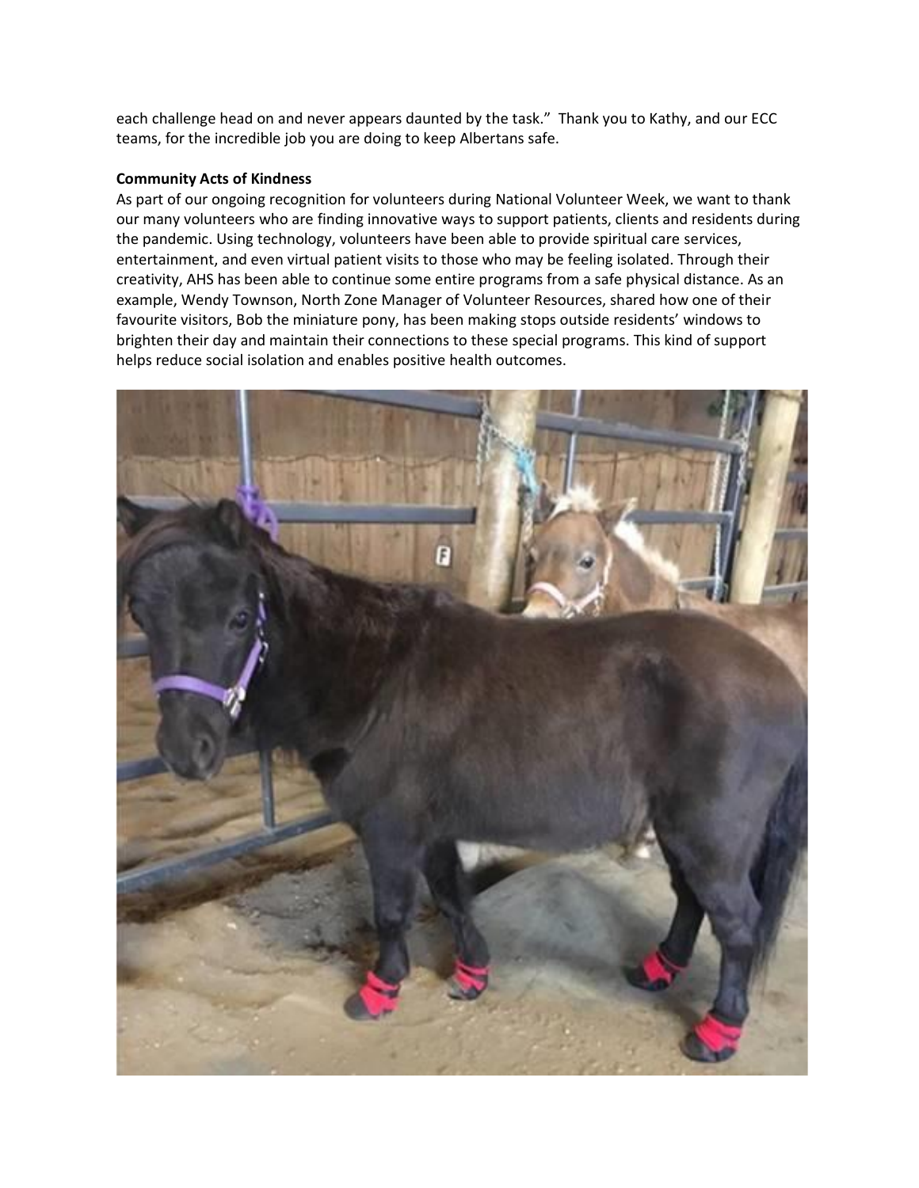each challenge head on and never appears daunted by the task." Thank you to Kathy, and our ECC teams, for the incredible job you are doing to keep Albertans safe.

**Community Acts of Kindness**

As part of our ongoing recognition for volunteers during National Volunteer Week, we want to thank our many volunteers who are finding innovative ways to support patients, clients and residents during the pandemic. Using technology, volunteers have been able to provide spiritual care services, entertainment, and even virtual patient visits to those who may be feeling isolated. Through their creativity, AHS has been able to continue some entire programs from a safe physical distance. As an example, Wendy Townson, North Zone Manager of Volunteer Resources, shared how one of their favourite visitors, Bob the miniature pony, has been making stops outside residents' windows to brighten their day and maintain their connections to these special programs. This kind of support helps reduce social isolation and enables positive health outcomes.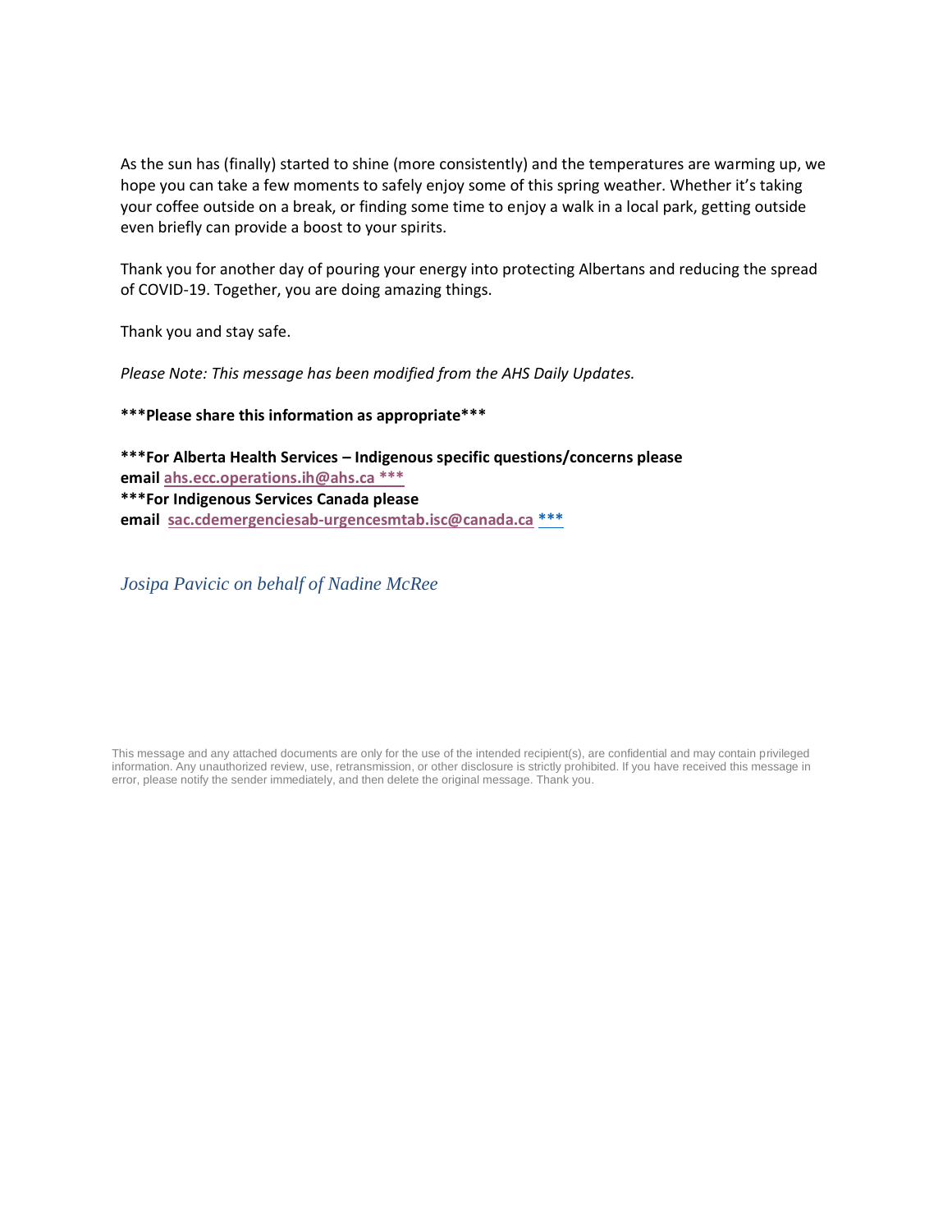As the sun has (finally) started to shine (more consistently) and the temperatures are warming up, we hope you can take a few moments to safely enjoy some of this spring weather. Whether it's taking your coffee outside on a break, or finding some time to enjoy a walk in a local park, getting outside even briefly can provide a boost to your spirits.

Thank you for another day of pouring your energy into protecting Albertans and reducing the spread of COVID-19. Together, you are doing amazing things.

Thank you and stay safe.

*Please Note: This message has been modified from the AHS Daily Updates.*

**\*\*\*Please share this information as appropriate\*\*\***

**\*\*\*For Alberta Health Services – Indigenous specific questions/concerns please email ahs.ecc.operations.ih@ahs.ca \*\*\***
**\*\*\*For Indigenous Services Canada please email sac.cdemergenciesab-urgencesmtab.isc@canada.ca \*\*\***

*Josipa Pavicic on behalf of Nadine McRee*

This message and any attached documents are only for the use of the intended recipient(s), are confidential and may contain privileged information. Any unauthorized review, use, retransmission, or other disclosure is strictly prohibited. If you have received this message in error, please notify the sender immediately, and then delete the original message. Thank you.